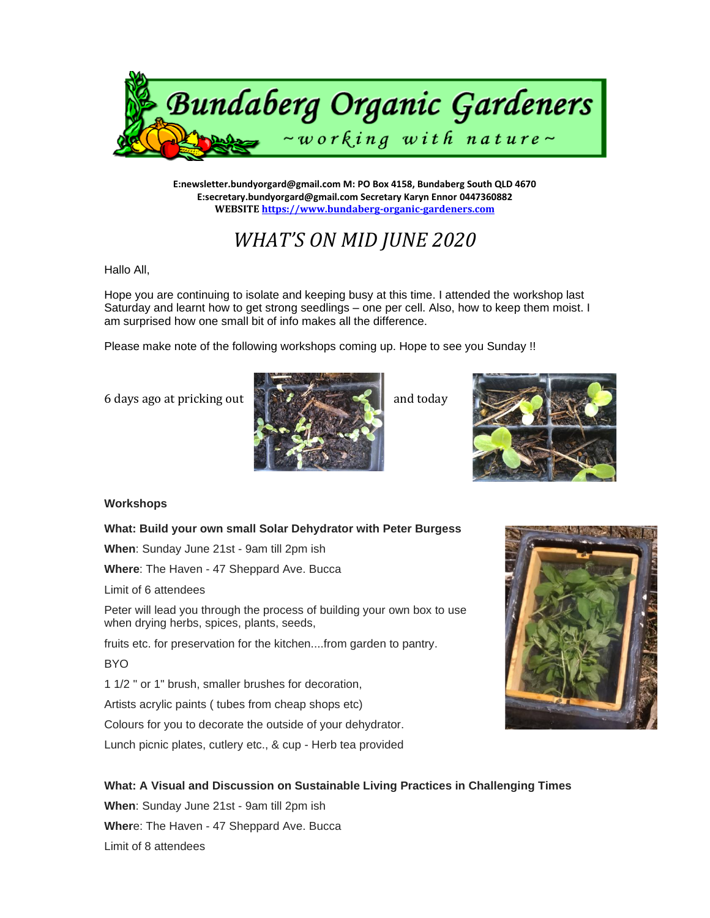# Bundaberg Organic Gardeners

~working with nature~

**E:newsletter.bundyorgard@gmail.com M: PO Box 4158, Bundaberg South QLD 4670**
**E:secretary.bundyorgard@gmail.com Secretary Karyn Ennor 0447360882**
**WEBSITE https://www.bundaberg-organic-gardeners.com**

## *WHAT'S ON MID JUNE 2020*

Hallo All,

Hope you are continuing to isolate and keeping busy at this time. I attended the workshop last Saturday and learnt how to get strong seedlings – one per cell. Also, how to keep them moist. I am surprised how one small bit of info makes all the difference.

Please make note of the following workshops coming up. Hope to see you Sunday !!

6 days ago at pricking out and today

### Workshops

**What: Build your own small Solar Dehydrator with Peter Burgess**

**When**: Sunday June 21st - 9am till 2pm ish

**Where**: The Haven - 47 Sheppard Ave. Bucca

Limit of 6 attendees

Peter will lead you through the process of building your own box to use when drying herbs, spices, plants, seeds,

fruits etc. for preservation for the kitchen....from garden to pantry.

BYO

1 1/2 " or 1" brush, smaller brushes for decoration,

Artists acrylic paints ( tubes from cheap shops etc)

Colours for you to decorate the outside of your dehydrator.

Lunch picnic plates, cutlery etc., & cup - Herb tea provided

**What: A Visual and Discussion on Sustainable Living Practices in Challenging Times**

**When**: Sunday June 21st - 9am till 2pm ish

**Where**: The Haven - 47 Sheppard Ave. Bucca

Limit of 8 attendees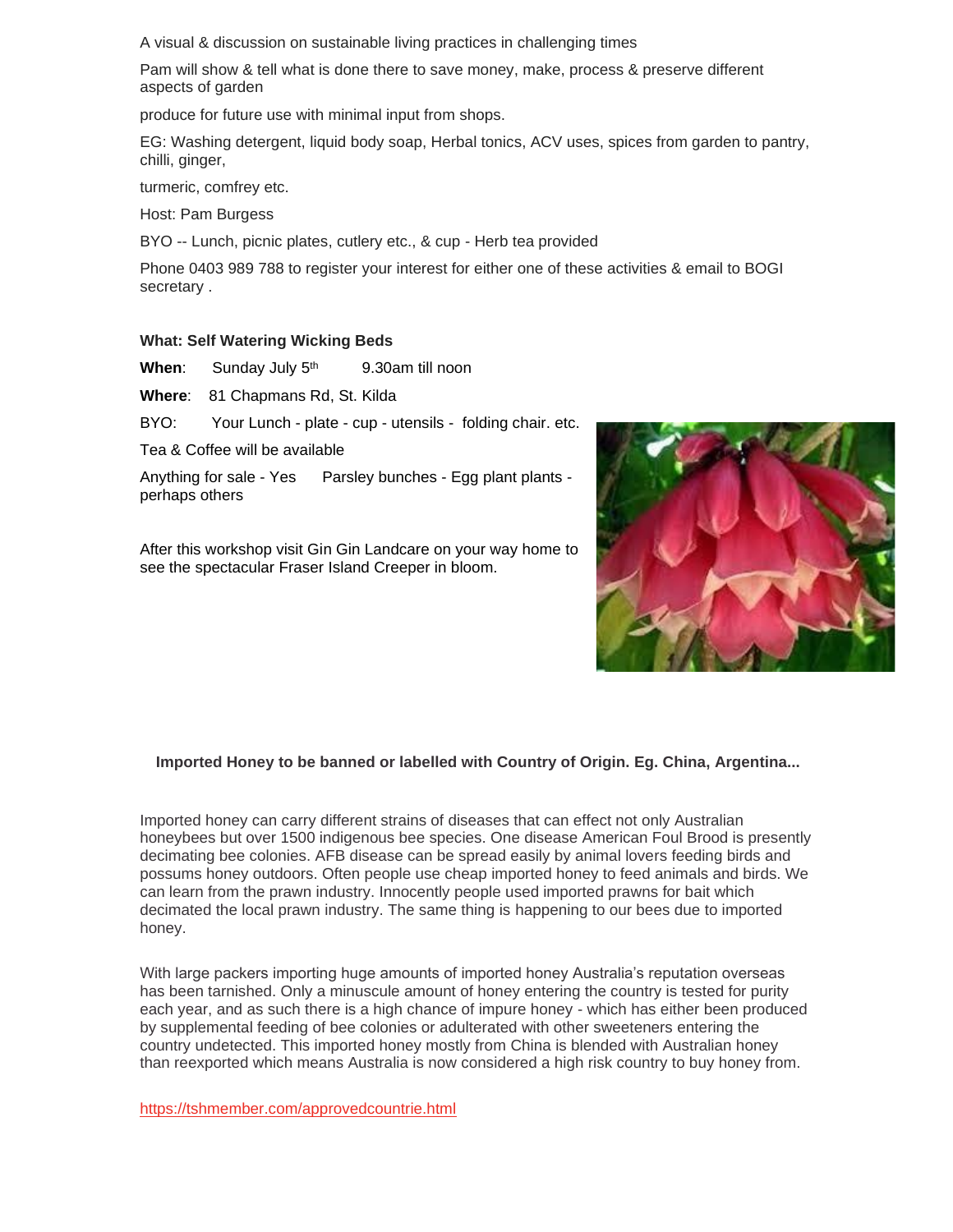A visual & discussion on sustainable living practices in challenging times

Pam will show & tell what is done there to save money, make, process & preserve different aspects of garden

produce for future use with minimal input from shops.

EG: Washing detergent, liquid body soap, Herbal tonics, ACV uses, spices from garden to pantry, chilli, ginger,

turmeric, comfrey etc.

Host: Pam Burgess

BYO -- Lunch, picnic plates, cutlery etc., & cup - Herb tea provided

Phone 0403 989 788 to register your interest for either one of these activities & email to BOGI secretary .

**What: Self Watering Wicking Beds**

**When**: Sunday July 5th 9.30am till noon

**Where**: 81 Chapmans Rd, St. Kilda

BYO: Your Lunch - plate - cup - utensils - folding chair. etc.

Tea & Coffee will be available

Anything for sale - Yes Parsley bunches - Egg plant plants - perhaps others

After this workshop visit Gin Gin Landcare on your way home to see the spectacular Fraser Island Creeper in bloom.

**Imported Honey to be banned or labelled with Country of Origin. Eg. China, Argentina...**

Imported honey can carry different strains of diseases that can effect not only Australian honeybees but over 1500 indigenous bee species. One disease American Foul Brood is presently decimating bee colonies. AFB disease can be spread easily by animal lovers feeding birds and possums honey outdoors. Often people use cheap imported honey to feed animals and birds. We can learn from the prawn industry. Innocently people used imported prawns for bait which decimated the local prawn industry. The same thing is happening to our bees due to imported honey.

With large packers importing huge amounts of imported honey Australia's reputation overseas has been tarnished. Only a minuscule amount of honey entering the country is tested for purity each year, and as such there is a high chance of impure honey - which has either been produced by supplemental feeding of bee colonies or adulterated with other sweeteners entering the country undetected. This imported honey mostly from China is blended with Australian honey than reexported which means Australia is now considered a high risk country to buy honey from.

https://tshmember.com/approvedcountrie.html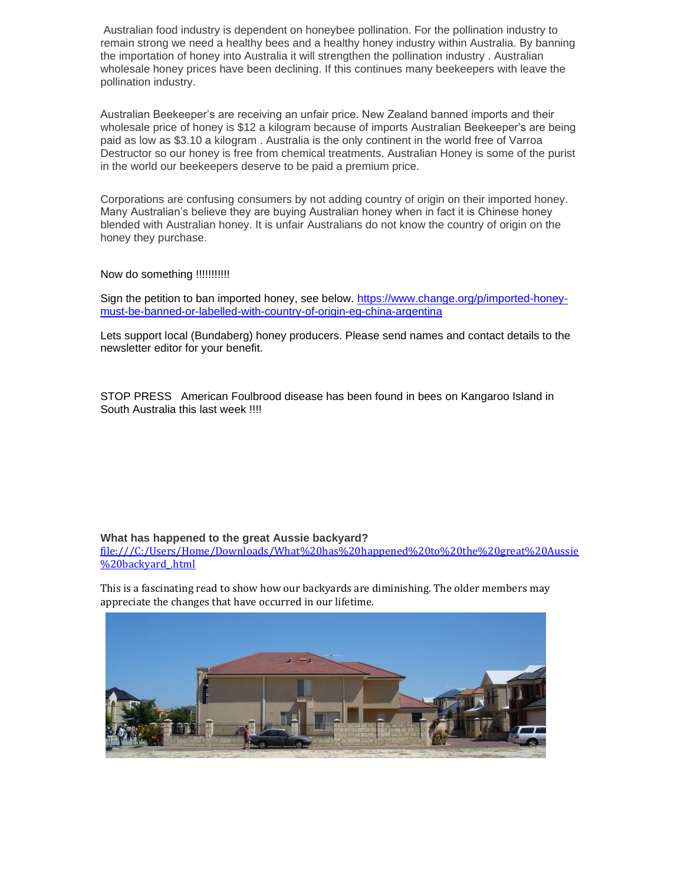Australian food industry is dependent on honeybee pollination. For the pollination industry to remain strong we need a healthy bees and a healthy honey industry within Australia. By banning the importation of honey into Australia it will strengthen the pollination industry . Australian wholesale honey prices have been declining. If this continues many beekeepers with leave the pollination industry.

Australian Beekeeper's are receiving an unfair price. New Zealand banned imports and their wholesale price of honey is $12 a kilogram because of imports Australian Beekeeper's are being paid as low as $3.10 a kilogram . Australia is the only continent in the world free of Varroa Destructor so our honey is free from chemical treatments. Australian Honey is some of the purist in the world our beekeepers deserve to be paid a premium price.

Corporations are confusing consumers by not adding country of origin on their imported honey. Many Australian's believe they are buying Australian honey when in fact it is Chinese honey blended with Australian honey. It is unfair Australians do not know the country of origin on the honey they purchase.

Now do something !!!!!!!!!!

Sign the petition to ban imported honey, see below. [https://www.change.org/p/imported-honey-must-be-banned-or-labelled-with-country-of-origin-eg-china-argentina](https://www.change.org/p/imported-honey-must-be-banned-or-labelled-with-country-of-origin-eg-china-argentina)

Lets support local (Bundaberg) honey producers. Please send names and contact details to the newsletter editor for your benefit.

STOP PRESS American Foulbrood disease has been found in bees on Kangaroo Island in South Australia this last week !!!!

**What has happened to the great Aussie backyard?**
[file:///C:/Users/Home/Downloads/What%20has%20happened%20to%20the%20great%20Aussie%20backyard_.html](file:///C:/Users/Home/Downloads/What%20has%20happened%20to%20the%20great%20Aussie%20backyard_.html)

This is a fascinating read to show how our backyards are diminishing. The older members may appreciate the changes that have occurred in our lifetime.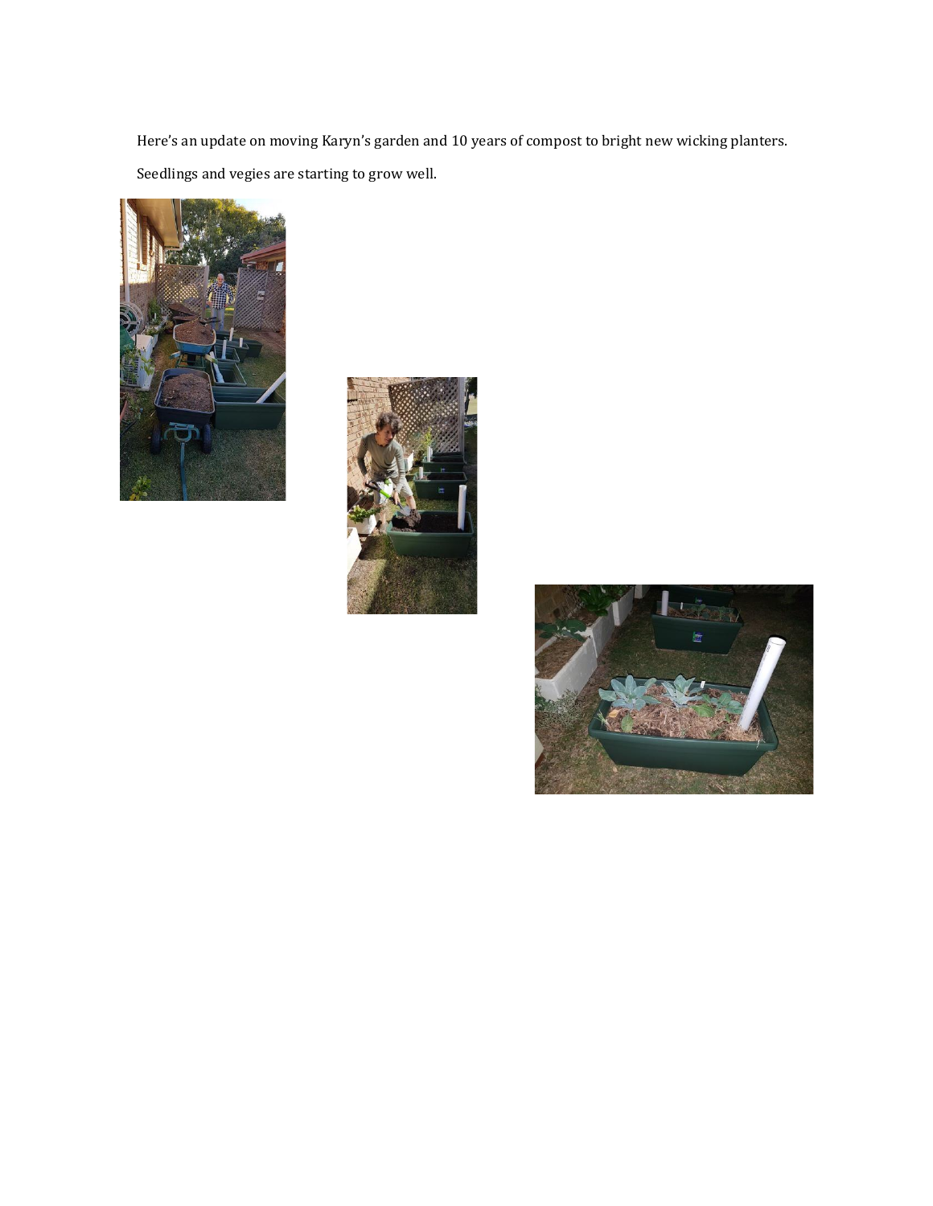Here's an update on moving Karyn's garden and 10 years of compost to bright new wicking planters.

Seedlings and vegies are starting to grow well.